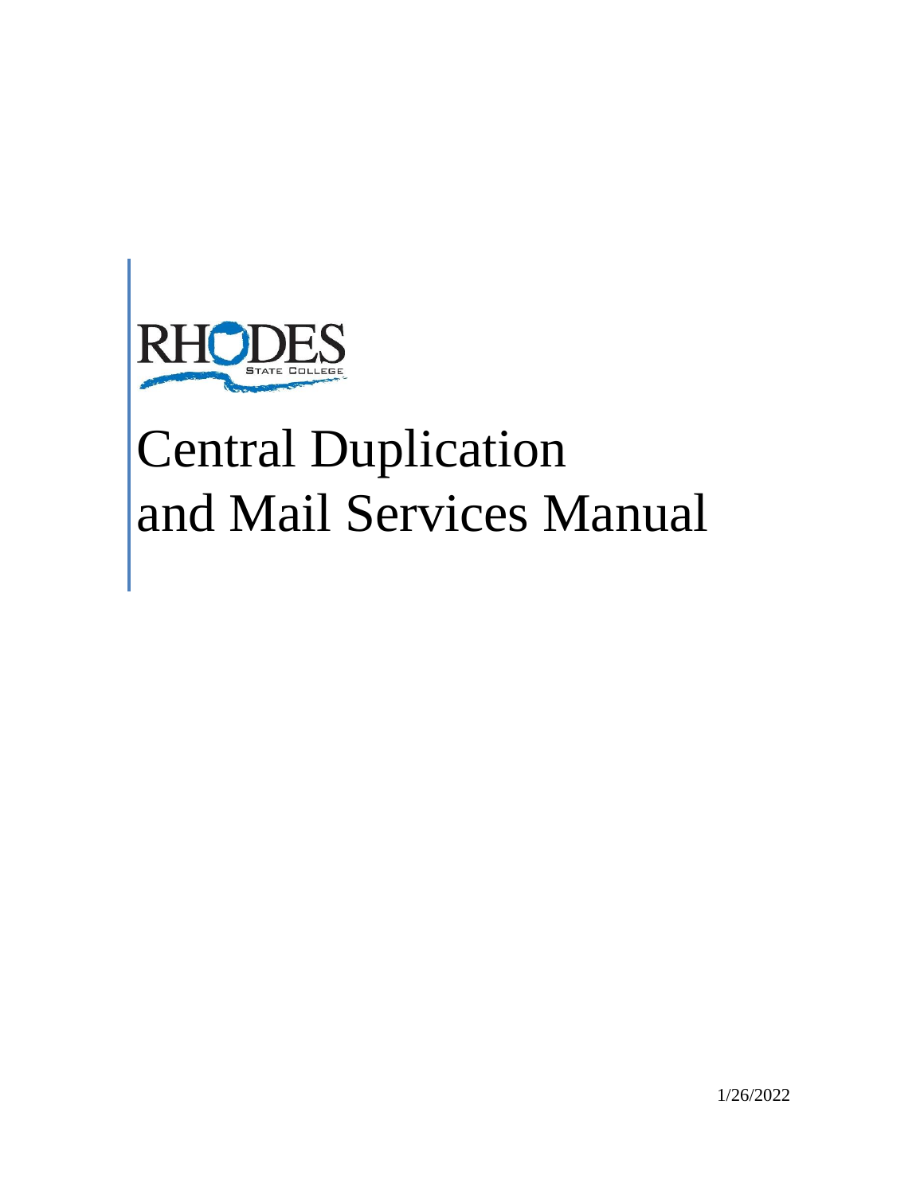RHODES
STATE COLLEGE

# Central Duplication and Mail Services Manual

1/26/2022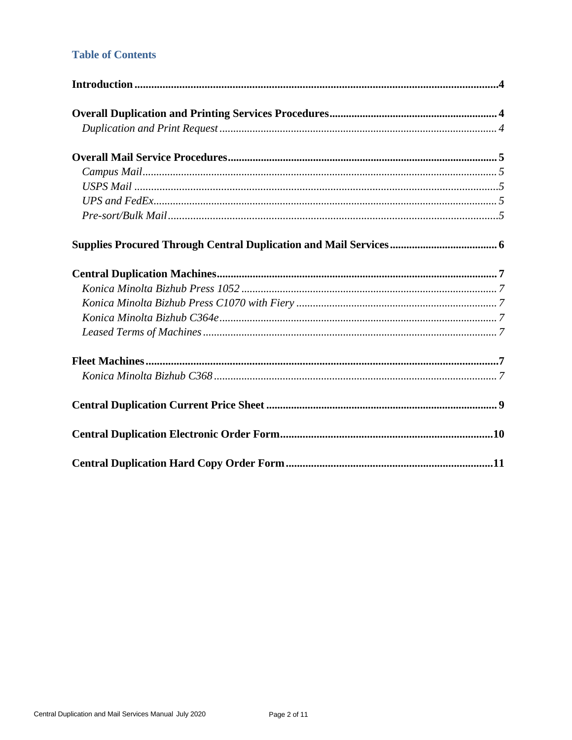## Table of Contents

**Introduction** .......... **4**

**Overall Duplication and Printing Services Procedures** .......... **4**

*Duplication and Print Request* .......... *4*

**Overall Mail Service Procedures** .......... **5**

*Campus Mail* .......... *5*

*USPS Mail* .......... *5*

*UPS and FedEx* .......... *5*

*Pre-sort/Bulk Mail* .......... *5*

**Supplies Procured Through Central Duplication and Mail Services** .......... **6**

**Central Duplication Machines** .......... **7**

*Konica Minolta Bizhub Press 1052* .......... *7*

*Konica Minolta Bizhub Press C1070 with Fiery* .......... *7*

*Konica Minolta Bizhub C364e* .......... *7*

*Leased Terms of Machines* .......... *7*

**Fleet Machines** .......... **7**

*Konica Minolta Bizhub C368* .......... *7*

**Central Duplication Current Price Sheet** .......... **9**

**Central Duplication Electronic Order Form** .......... **10**

**Central Duplication Hard Copy Order Form** .......... **11**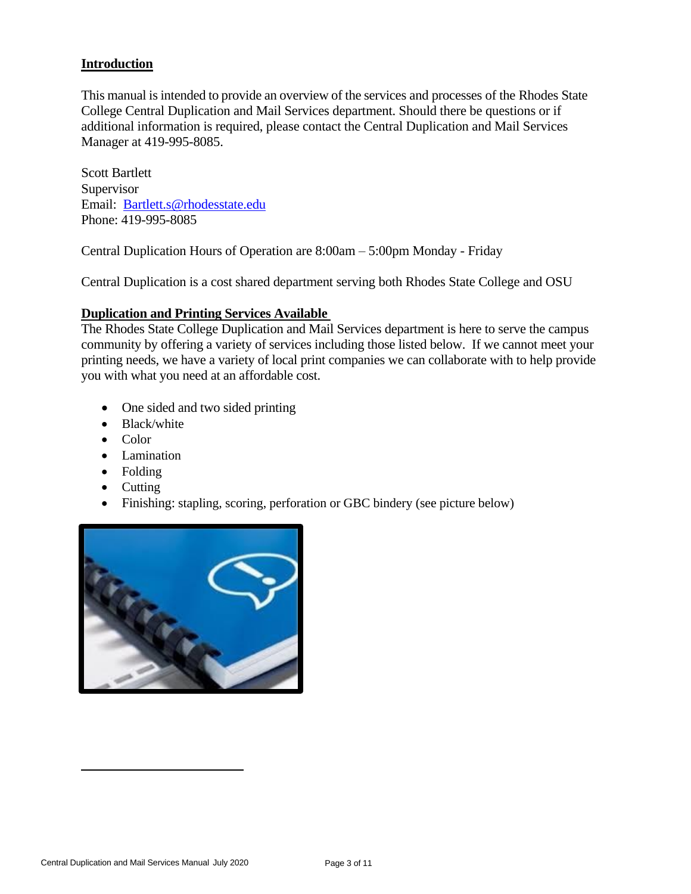## Introduction

This manual is intended to provide an overview of the services and processes of the Rhodes State College Central Duplication and Mail Services department. Should there be questions or if additional information is required, please contact the Central Duplication and Mail Services Manager at 419-995-8085.

Scott Bartlett
Supervisor
Email: Bartlett.s@rhodesstate.edu
Phone: 419-995-8085

Central Duplication Hours of Operation are 8:00am – 5:00pm Monday - Friday

Central Duplication is a cost shared department serving both Rhodes State College and OSU

## Duplication and Printing Services Available

The Rhodes State College Duplication and Mail Services department is here to serve the campus community by offering a variety of services including those listed below. If we cannot meet your printing needs, we have a variety of local print companies we can collaborate with to help provide you with what you need at an affordable cost.

- One sided and two sided printing
- Black/white
- Color
- Lamination
- Folding
- Cutting
- Finishing: stapling, scoring, perforation or GBC bindery (see picture below)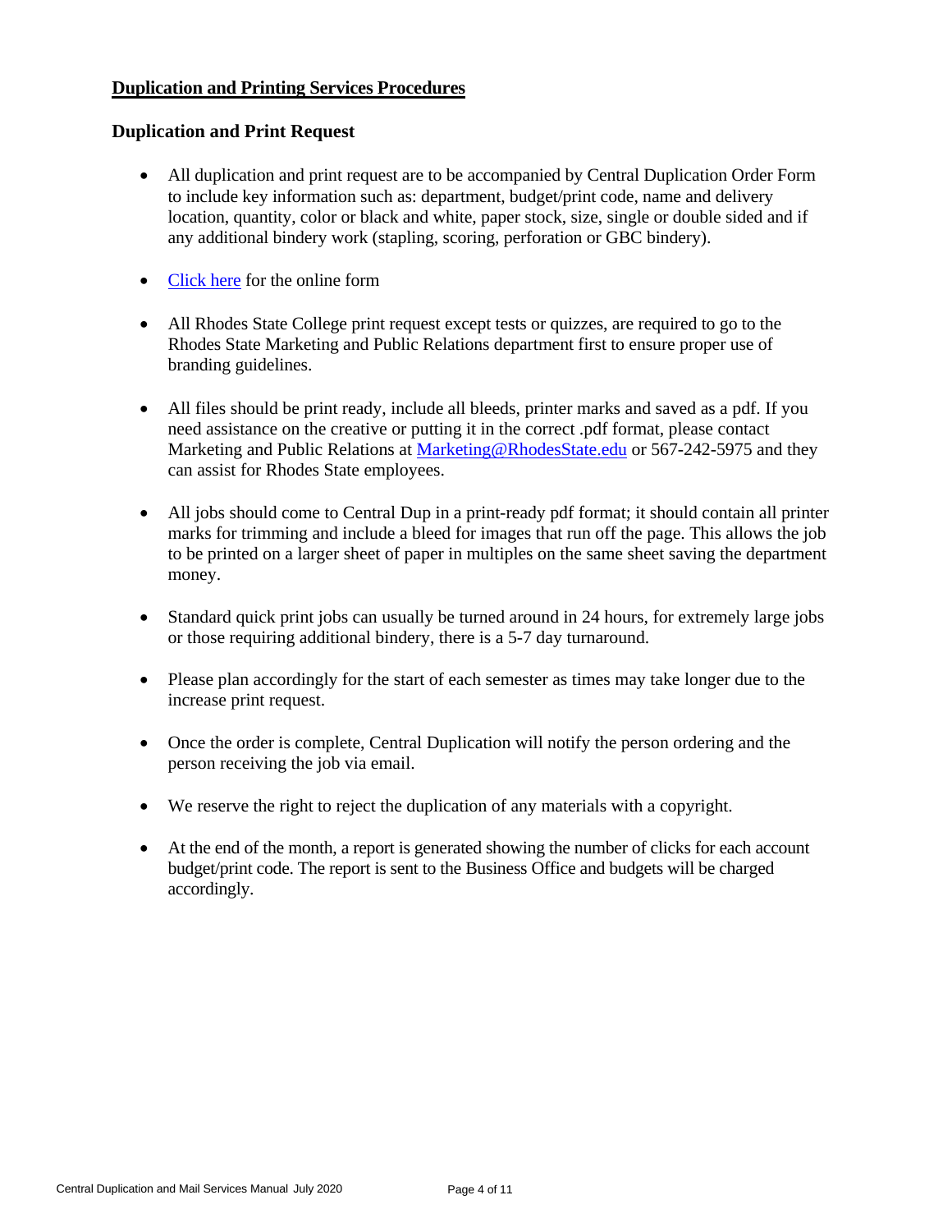## Duplication and Printing Services Procedures

### Duplication and Print Request

- All duplication and print request are to be accompanied by Central Duplication Order Form to include key information such as: department, budget/print code, name and delivery location, quantity, color or black and white, paper stock, size, single or double sided and if any additional bindery work (stapling, scoring, perforation or GBC bindery).

- Click here for the online form

- All Rhodes State College print request except tests or quizzes, are required to go to the Rhodes State Marketing and Public Relations department first to ensure proper use of branding guidelines.

- All files should be print ready, include all bleeds, printer marks and saved as a pdf. If you need assistance on the creative or putting it in the correct .pdf format, please contact Marketing and Public Relations at Marketing@RhodesState.edu or 567-242-5975 and they can assist for Rhodes State employees.

- All jobs should come to Central Dup in a print-ready pdf format; it should contain all printer marks for trimming and include a bleed for images that run off the page. This allows the job to be printed on a larger sheet of paper in multiples on the same sheet saving the department money.

- Standard quick print jobs can usually be turned around in 24 hours, for extremely large jobs or those requiring additional bindery, there is a 5-7 day turnaround.

- Please plan accordingly for the start of each semester as times may take longer due to the increase print request.

- Once the order is complete, Central Duplication will notify the person ordering and the person receiving the job via email.

- We reserve the right to reject the duplication of any materials with a copyright.

- At the end of the month, a report is generated showing the number of clicks for each account budget/print code. The report is sent to the Business Office and budgets will be charged accordingly.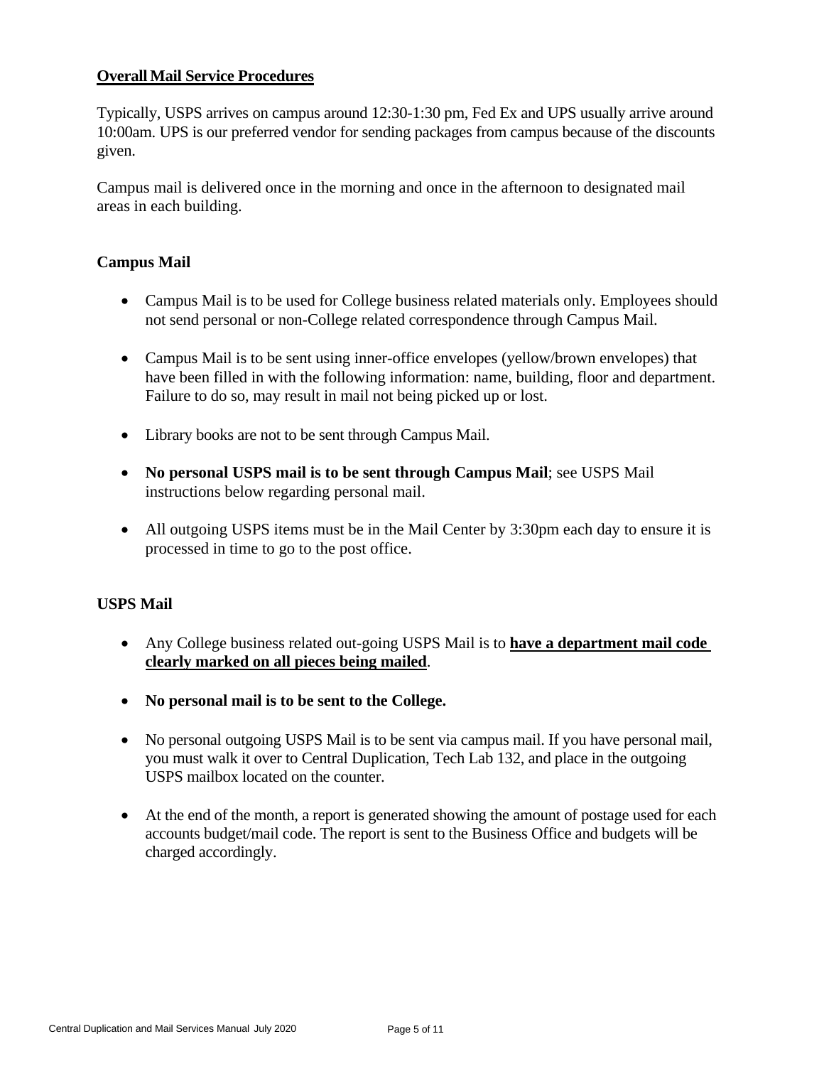**<u>Overall Mail Service Procedures</u>**

Typically, USPS arrives on campus around 12:30-1:30 pm, Fed Ex and UPS usually arrive around 10:00am. UPS is our preferred vendor for sending packages from campus because of the discounts given.

Campus mail is delivered once in the morning and once in the afternoon to designated mail areas in each building.

### Campus Mail

- Campus Mail is to be used for College business related materials only. Employees should not send personal or non-College related correspondence through Campus Mail.
- Campus Mail is to be sent using inner-office envelopes (yellow/brown envelopes) that have been filled in with the following information: name, building, floor and department. Failure to do so, may result in mail not being picked up or lost.
- Library books are not to be sent through Campus Mail.
- **No personal USPS mail is to be sent through Campus Mail**; see USPS Mail instructions below regarding personal mail.
- All outgoing USPS items must be in the Mail Center by 3:30pm each day to ensure it is processed in time to go to the post office.

### USPS Mail

- Any College business related out-going USPS Mail is to **<u>have a department mail code clearly marked on all pieces being mailed</u>**.
- **No personal mail is to be sent to the College.**
- No personal outgoing USPS Mail is to be sent via campus mail. If you have personal mail, you must walk it over to Central Duplication, Tech Lab 132, and place in the outgoing USPS mailbox located on the counter.
- At the end of the month, a report is generated showing the amount of postage used for each accounts budget/mail code. The report is sent to the Business Office and budgets will be charged accordingly.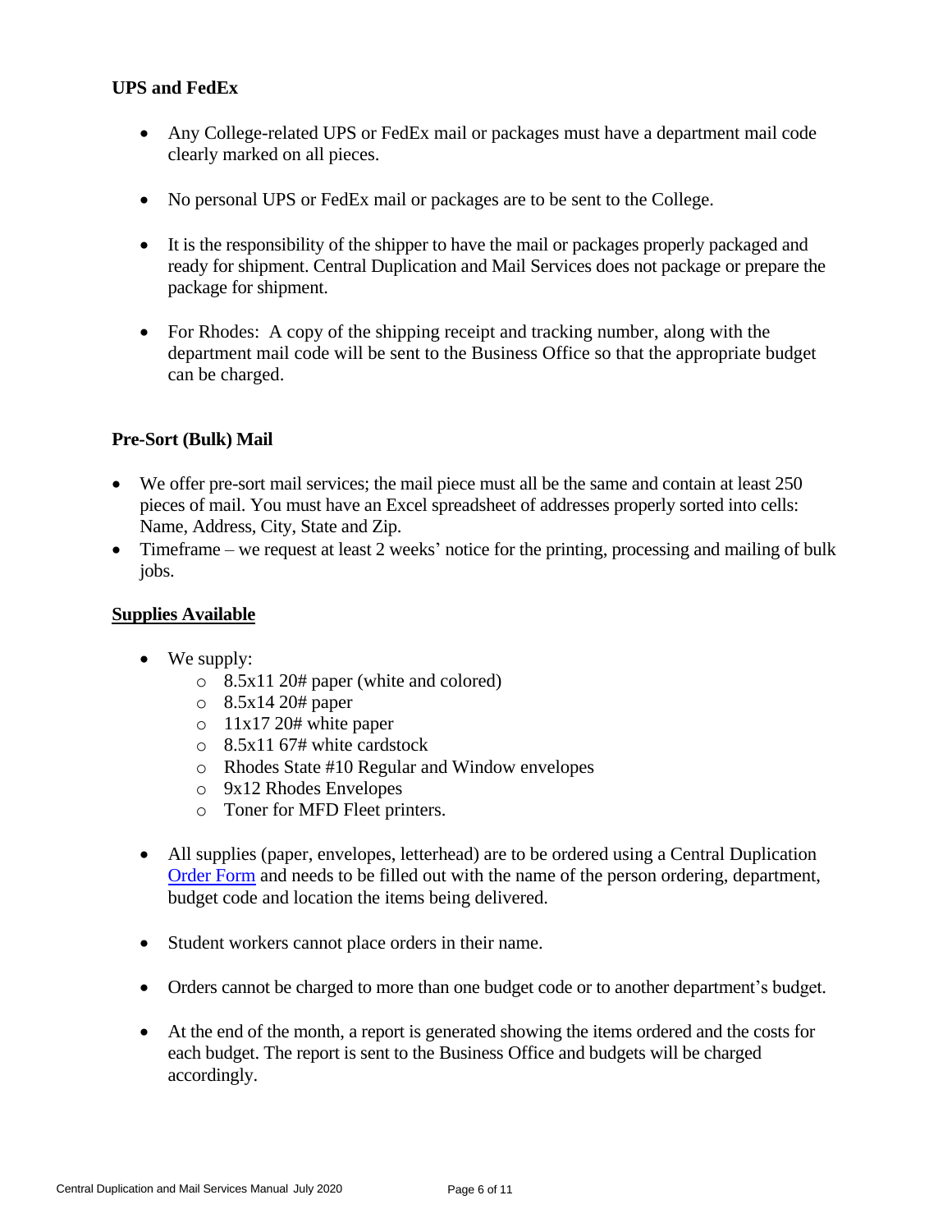### UPS and FedEx

- Any College-related UPS or FedEx mail or packages must have a department mail code clearly marked on all pieces.
- No personal UPS or FedEx mail or packages are to be sent to the College.
- It is the responsibility of the shipper to have the mail or packages properly packaged and ready for shipment. Central Duplication and Mail Services does not package or prepare the package for shipment.
- For Rhodes: A copy of the shipping receipt and tracking number, along with the department mail code will be sent to the Business Office so that the appropriate budget can be charged.

### Pre-Sort (Bulk) Mail

- We offer pre-sort mail services; the mail piece must all be the same and contain at least 250 pieces of mail. You must have an Excel spreadsheet of addresses properly sorted into cells: Name, Address, City, State and Zip.
- Timeframe – we request at least 2 weeks' notice for the printing, processing and mailing of bulk jobs.

### Supplies Available

- We supply:
  - 8.5x11 20# paper (white and colored)
  - 8.5x14 20# paper
  - 11x17 20# white paper
  - 8.5x11 67# white cardstock
  - Rhodes State #10 Regular and Window envelopes
  - 9x12 Rhodes Envelopes
  - Toner for MFD Fleet printers.
- All supplies (paper, envelopes, letterhead) are to be ordered using a Central Duplication Order Form and needs to be filled out with the name of the person ordering, department, budget code and location the items being delivered.
- Student workers cannot place orders in their name.
- Orders cannot be charged to more than one budget code or to another department's budget.
- At the end of the month, a report is generated showing the items ordered and the costs for each budget. The report is sent to the Business Office and budgets will be charged accordingly.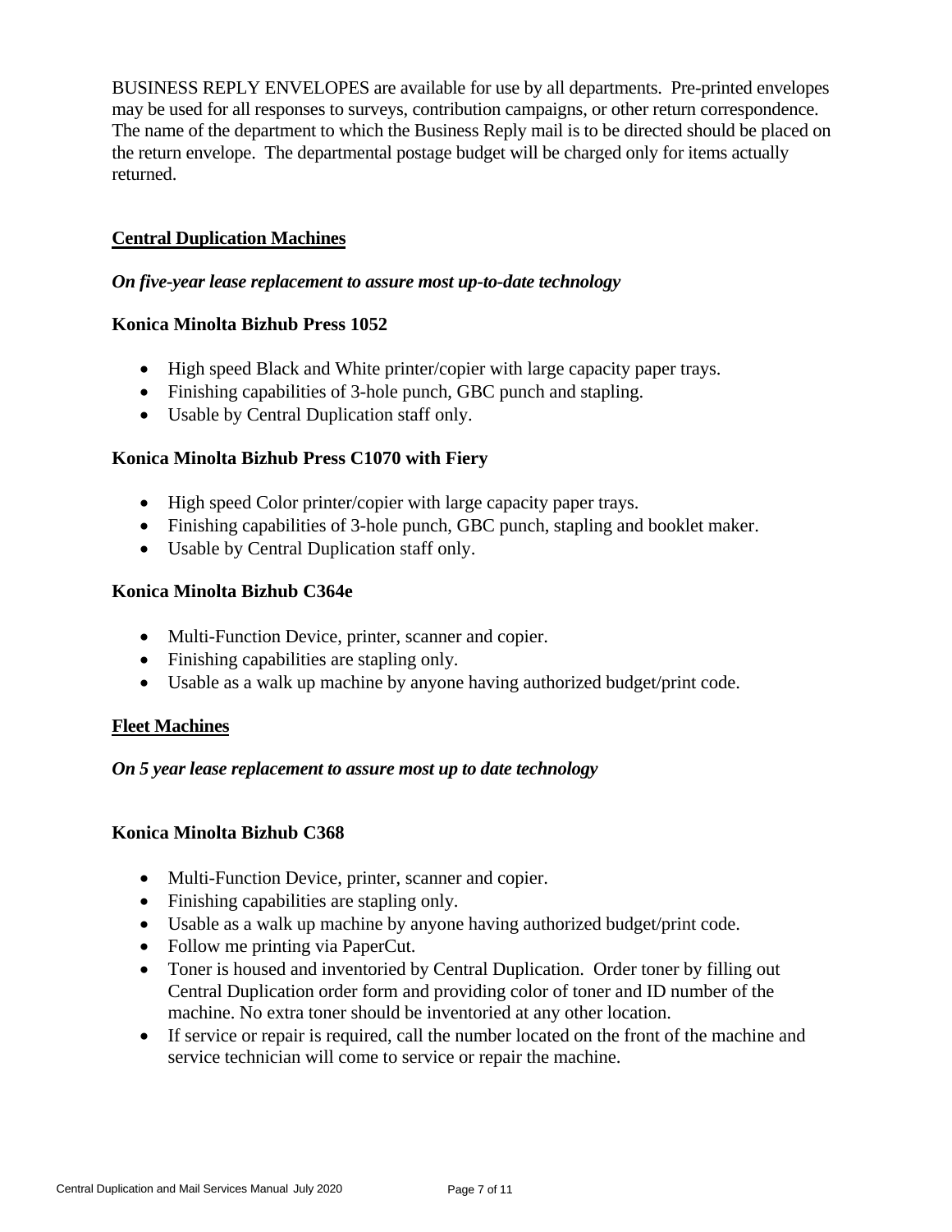BUSINESS REPLY ENVELOPES are available for use by all departments. Pre-printed envelopes may be used for all responses to surveys, contribution campaigns, or other return correspondence. The name of the department to which the Business Reply mail is to be directed should be placed on the return envelope. The departmental postage budget will be charged only for items actually returned.

## Central Duplication Machines

***On five-year lease replacement to assure most up-to-date technology***

### Konica Minolta Bizhub Press 1052

- High speed Black and White printer/copier with large capacity paper trays.
- Finishing capabilities of 3-hole punch, GBC punch and stapling.
- Usable by Central Duplication staff only.

### Konica Minolta Bizhub Press C1070 with Fiery

- High speed Color printer/copier with large capacity paper trays.
- Finishing capabilities of 3-hole punch, GBC punch, stapling and booklet maker.
- Usable by Central Duplication staff only.

### Konica Minolta Bizhub C364e

- Multi-Function Device, printer, scanner and copier.
- Finishing capabilities are stapling only.
- Usable as a walk up machine by anyone having authorized budget/print code.

## Fleet Machines

***On 5 year lease replacement to assure most up to date technology***

### Konica Minolta Bizhub C368

- Multi-Function Device, printer, scanner and copier.
- Finishing capabilities are stapling only.
- Usable as a walk up machine by anyone having authorized budget/print code.
- Follow me printing via PaperCut.
- Toner is housed and inventoried by Central Duplication. Order toner by filling out Central Duplication order form and providing color of toner and ID number of the machine. No extra toner should be inventoried at any other location.
- If service or repair is required, call the number located on the front of the machine and service technician will come to service or repair the machine.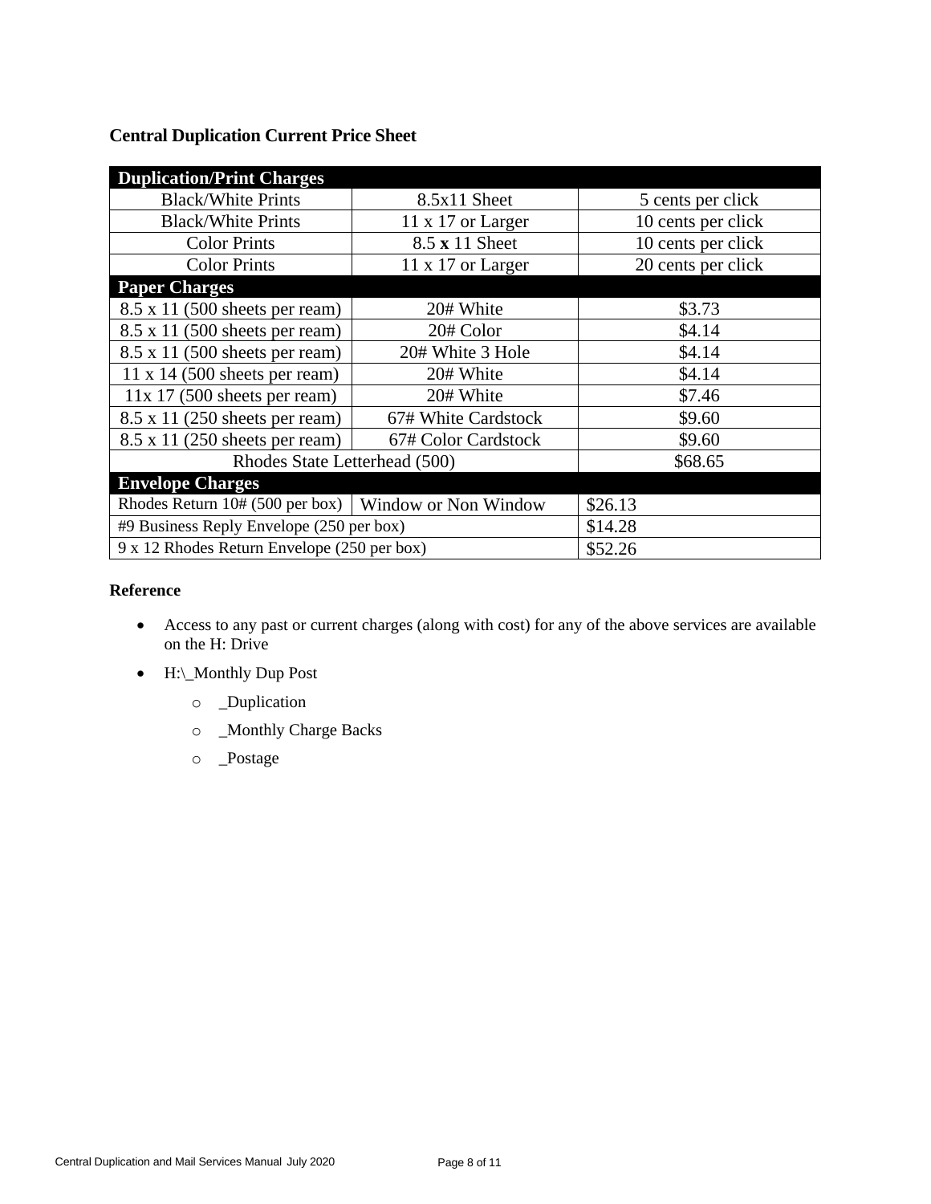**Central Duplication Current Price Sheet**

| Duplication/Print Charges | | |
|---|---|---|
| Black/White Prints | 8.5x11 Sheet | 5 cents per click |
| Black/White Prints | 11 x 17 or Larger | 10 cents per click |
| Color Prints | 8.5 **x** 11 Sheet | 10 cents per click |
| Color Prints | 11 x 17 or Larger | 20 cents per click |
| **Paper Charges** | | |
| 8.5 x 11 (500 sheets per ream) | 20# White | $3.73 |
| 8.5 x 11 (500 sheets per ream) | 20# Color | $4.14 |
| 8.5 x 11 (500 sheets per ream) | 20# White 3 Hole | $4.14 |
| 11 x 14 (500 sheets per ream) | 20# White | $4.14 |
| 11x 17 (500 sheets per ream) | 20# White | $7.46 |
| 8.5 x 11 (250 sheets per ream) | 67# White Cardstock | $9.60 |
| 8.5 x 11 (250 sheets per ream) | 67# Color Cardstock | $9.60 |
| Rhodes State Letterhead (500) | | $68.65 |
| **Envelope Charges** | | |
| Rhodes Return 10# (500 per box) | Window or Non Window | $26.13 |
| #9 Business Reply Envelope (250 per box) | | $14.28 |
| 9 x 12 Rhodes Return Envelope (250 per box) | | $52.26 |

**Reference**

- Access to any past or current charges (along with cost) for any of the above services are available on the H: Drive
- H:\_Monthly Dup Post
  - _Duplication
  - _Monthly Charge Backs
  - _Postage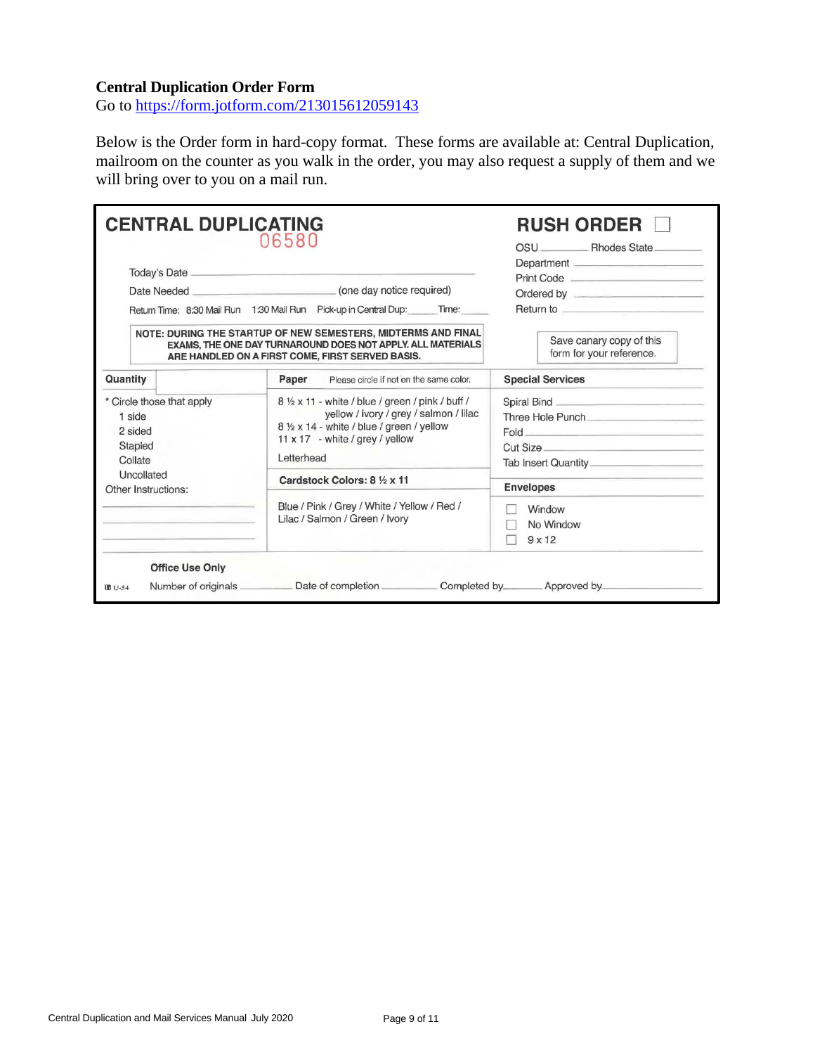**Central Duplication Order Form**

Go to https://form.jotform.com/213015612059143

Below is the Order form in hard-copy format. These forms are available at: Central Duplication, mailroom on the counter as you walk in the order, you may also request a supply of them and we will bring over to you on a mail run.

## CENTRAL DUPLICATING

06580

Today's Date \_\_\_\_\_\_\_\_\_\_

Date Needed \_\_\_\_\_\_\_\_\_\_ (one day notice required)

Return Time: 8:30 Mail Run 1:30 Mail Run Pick-up in Central Dup: \_\_\_\_\_ Time: \_\_\_\_\_

**NOTE: DURING THE STARTUP OF NEW SEMESTERS, MIDTERMS AND FINAL EXAMS, THE ONE DAY TURNAROUND DOES NOT APPLY. ALL MATERIALS ARE HANDLED ON A FIRST COME, FIRST SERVED BASIS.**

## RUSH ORDER ☐

OSU \_\_\_\_\_ Rhodes State \_\_\_\_\_

Department \_\_\_\_\_\_\_\_\_\_

Print Code \_\_\_\_\_\_\_\_\_\_

Ordered by \_\_\_\_\_\_\_\_\_\_

Return to \_\_\_\_\_\_\_\_\_\_

Save canary copy of this form for your reference.

| **Quantity** | **Paper** Please circle if not on the same color. | **Special Services** |
|---|---|---|
| * Circle those that apply<br>1 side<br>2 sided<br>Stapled<br>Collate<br>Uncollated<br>Other Instructions: | 8 ½ x 11 - white / blue / green / pink / buff / yellow / ivory / grey / salmon / lilac<br>8 ½ x 14 - white / blue / green / yellow<br>11 x 17 - white / grey / yellow<br>Letterhead | Spiral Bind \_\_\_\_\_<br>Three Hole Punch \_\_\_\_\_<br>Fold \_\_\_\_\_<br>Cut Size \_\_\_\_\_<br>Tab Insert Quantity \_\_\_\_\_ |
| | **Cardstock Colors: 8 ½ x 11** | **Envelopes** |
| | Blue / Pink / Grey / White / Yellow / Red / Lilac / Salmon / Green / Ivory | ☐ Window<br>☐ No Window<br>☐ 9 x 12 |

**Office Use Only**

U-54 Number of originals \_\_\_\_\_ Date of completion \_\_\_\_\_ Completed by \_\_\_\_\_ Approved by \_\_\_\_\_